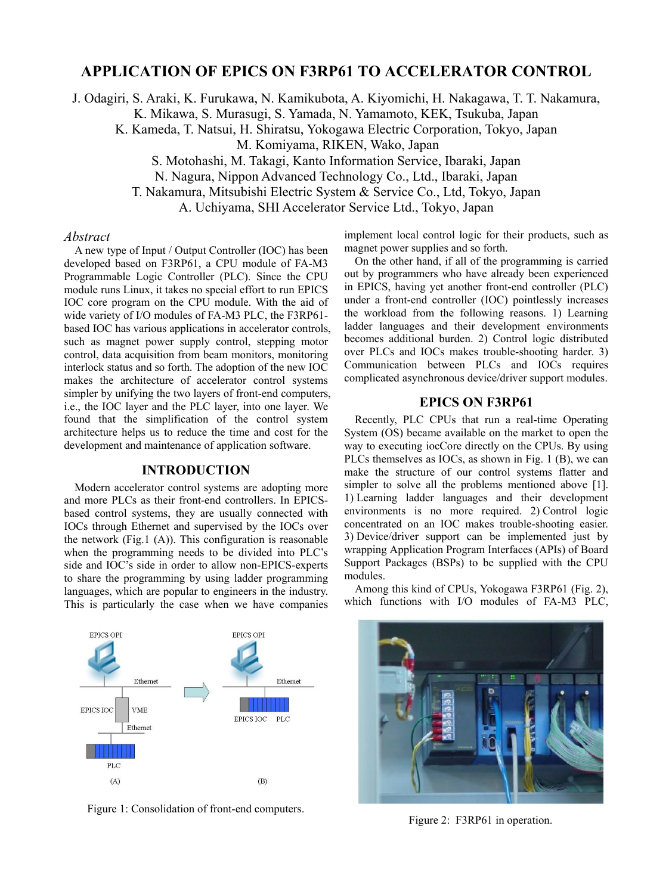# APPLICATION OF EPICS ON F3RP61 TO ACCELERATOR CONTROL

J. Odagiri, S. Araki, K. Furukawa, N. Kamikubota, A. Kiyomichi, H. Nakagawa, T. T. Nakamura, K. Mikawa, S. Murasugi, S. Yamada, N. Yamamoto, KEK, Tsukuba, Japan
K. Kameda, T. Natsui, H. Shiratsu, Yokogawa Electric Corporation, Tokyo, Japan
M. Komiyama, RIKEN, Wako, Japan
S. Motohashi, M. Takagi, Kanto Information Service, Ibaraki, Japan
N. Nagura, Nippon Advanced Technology Co., Ltd., Ibaraki, Japan
T. Nakamura, Mitsubishi Electric System & Service Co., Ltd, Tokyo, Japan
A. Uchiyama, SHI Accelerator Service Ltd., Tokyo, Japan

*Abstract*

A new type of Input / Output Controller (IOC) has been developed based on F3RP61, a CPU module of FA-M3 Programmable Logic Controller (PLC). Since the CPU module runs Linux, it takes no special effort to run EPICS IOC core program on the CPU module. With the aid of wide variety of I/O modules of FA-M3 PLC, the F3RP61-based IOC has various applications in accelerator controls, such as magnet power supply control, stepping motor control, data acquisition from beam monitors, monitoring interlock status and so forth. The adoption of the new IOC makes the architecture of accelerator control systems simpler by unifying the two layers of front-end computers, i.e., the IOC layer and the PLC layer, into one layer. We found that the simplification of the control system architecture helps us to reduce the time and cost for the development and maintenance of application software.

## INTRODUCTION

Modern accelerator control systems are adopting more and more PLCs as their front-end controllers. In EPICS-based control systems, they are usually connected with IOCs through Ethernet and supervised by the IOCs over the network (Fig.1 (A)). This configuration is reasonable when the programming needs to be divided into PLC's side and IOC's side in order to allow non-EPICS-experts to share the programming by using ladder programming languages, which are popular to engineers in the industry. This is particularly the case when we have companies implement local control logic for their products, such as magnet power supplies and so forth.

On the other hand, if all of the programming is carried out by programmers who have already been experienced in EPICS, having yet another front-end controller (PLC) under a front-end controller (IOC) pointlessly increases the workload from the following reasons. 1) Learning ladder languages and their development environments becomes additional burden. 2) Control logic distributed over PLCs and IOCs makes trouble-shooting harder. 3) Communication between PLCs and IOCs requires complicated asynchronous device/driver support modules.

EPICS OPI, Ethernet, EPICS IOC, VME, Ethernet, PLC (A) → EPICS OPI, Ethernet, EPICS IOC, PLC (B)

Figure 1: Consolidation of front-end computers.

## EPICS ON F3RP61

Recently, PLC CPUs that run a real-time Operating System (OS) became available on the market to open the way to executing iocCore directly on the CPUs. By using PLCs themselves as IOCs, as shown in Fig. 1 (B), we can make the structure of our control systems flatter and simpler to solve all the problems mentioned above [1]. 1) Learning ladder languages and their development environments is no more required. 2) Control logic concentrated on an IOC makes trouble-shooting easier. 3) Device/driver support can be implemented just by wrapping Application Program Interfaces (APIs) of Board Support Packages (BSPs) to be supplied with the CPU modules.

Among this kind of CPUs, Yokogawa F3RP61 (Fig. 2), which functions with I/O modules of FA-M3 PLC,

Figure 2: F3RP61 in operation.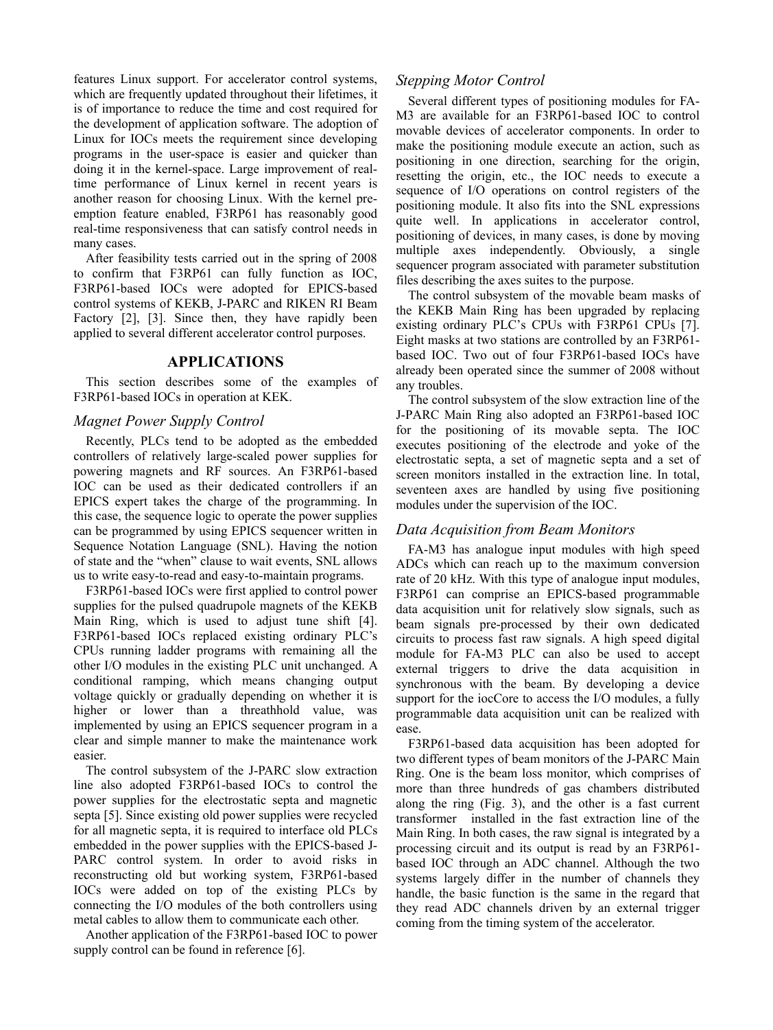features Linux support. For accelerator control systems, which are frequently updated throughout their lifetimes, it is of importance to reduce the time and cost required for the development of application software. The adoption of Linux for IOCs meets the requirement since developing programs in the user-space is easier and quicker than doing it in the kernel-space. Large improvement of real-time performance of Linux kernel in recent years is another reason for choosing Linux. With the kernel pre-emption feature enabled, F3RP61 has reasonably good real-time responsiveness that can satisfy control needs in many cases.

After feasibility tests carried out in the spring of 2008 to confirm that F3RP61 can fully function as IOC, F3RP61-based IOCs were adopted for EPICS-based control systems of KEKB, J-PARC and RIKEN RI Beam Factory [2], [3]. Since then, they have rapidly been applied to several different accelerator control purposes.

## APPLICATIONS

This section describes some of the examples of F3RP61-based IOCs in operation at KEK.

### *Magnet Power Supply Control*

Recently, PLCs tend to be adopted as the embedded controllers of relatively large-scaled power supplies for powering magnets and RF sources. An F3RP61-based IOC can be used as their dedicated controllers if an EPICS expert takes the charge of the programming. In this case, the sequence logic to operate the power supplies can be programmed by using EPICS sequencer written in Sequence Notation Language (SNL). Having the notion of state and the "when" clause to wait events, SNL allows us to write easy-to-read and easy-to-maintain programs.

F3RP61-based IOCs were first applied to control power supplies for the pulsed quadrupole magnets of the KEKB Main Ring, which is used to adjust tune shift [4]. F3RP61-based IOCs replaced existing ordinary PLC's CPUs running ladder programs with remaining all the other I/O modules in the existing PLC unit unchanged. A conditional ramping, which means changing output voltage quickly or gradually depending on whether it is higher or lower than a threathhold value, was implemented by using an EPICS sequencer program in a clear and simple manner to make the maintenance work easier.

The control subsystem of the J-PARC slow extraction line also adopted F3RP61-based IOCs to control the power supplies for the electrostatic septa and magnetic septa [5]. Since existing old power supplies were recycled for all magnetic septa, it is required to interface old PLCs embedded in the power supplies with the EPICS-based J-PARC control system. In order to avoid risks in reconstructing old but working system, F3RP61-based IOCs were added on top of the existing PLCs by connecting the I/O modules of the both controllers using metal cables to allow them to communicate each other.

Another application of the F3RP61-based IOC to power supply control can be found in reference [6].

### *Stepping Motor Control*

Several different types of positioning modules for FA-M3 are available for an F3RP61-based IOC to control movable devices of accelerator components. In order to make the positioning module execute an action, such as positioning in one direction, searching for the origin, resetting the origin, etc., the IOC needs to execute a sequence of I/O operations on control registers of the positioning module. It also fits into the SNL expressions quite well. In applications in accelerator control, positioning of devices, in many cases, is done by moving multiple axes independently. Obviously, a single sequencer program associated with parameter substitution files describing the axes suites to the purpose.

The control subsystem of the movable beam masks of the KEKB Main Ring has been upgraded by replacing existing ordinary PLC's CPUs with F3RP61 CPUs [7]. Eight masks at two stations are controlled by an F3RP61-based IOC. Two out of four F3RP61-based IOCs have already been operated since the summer of 2008 without any troubles.

The control subsystem of the slow extraction line of the J-PARC Main Ring also adopted an F3RP61-based IOC for the positioning of its movable septa. The IOC executes positioning of the electrode and yoke of the electrostatic septa, a set of magnetic septa and a set of screen monitors installed in the extraction line. In total, seventeen axes are handled by using five positioning modules under the supervision of the IOC.

### *Data Acquisition from Beam Monitors*

FA-M3 has analogue input modules with high speed ADCs which can reach up to the maximum conversion rate of 20 kHz. With this type of analogue input modules, F3RP61 can comprise an EPICS-based programmable data acquisition unit for relatively slow signals, such as beam signals pre-processed by their own dedicated circuits to process fast raw signals. A high speed digital module for FA-M3 PLC can also be used to accept external triggers to drive the data acquisition in synchronous with the beam. By developing a device support for the iocCore to access the I/O modules, a fully programmable data acquisition unit can be realized with ease.

F3RP61-based data acquisition has been adopted for two different types of beam monitors of the J-PARC Main Ring. One is the beam loss monitor, which comprises of more than three hundreds of gas chambers distributed along the ring (Fig. 3), and the other is a fast current transformer installed in the fast extraction line of the Main Ring. In both cases, the raw signal is integrated by a processing circuit and its output is read by an F3RP61-based IOC through an ADC channel. Although the two systems largely differ in the number of channels they handle, the basic function is the same in the regard that they read ADC channels driven by an external trigger coming from the timing system of the accelerator.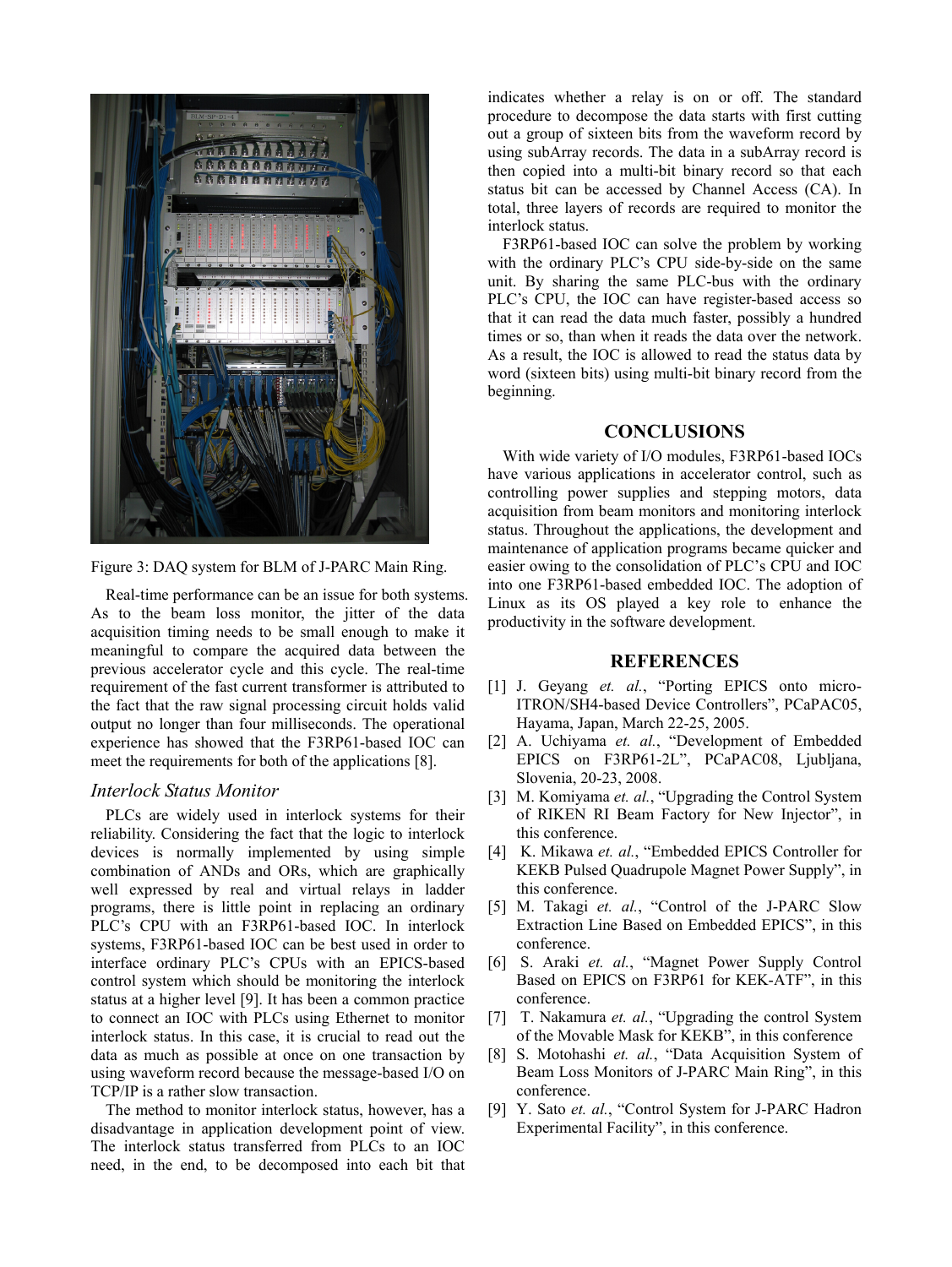Figure 3: DAQ system for BLM of J-PARC Main Ring.

Real-time performance can be an issue for both systems. As to the beam loss monitor, the jitter of the data acquisition timing needs to be small enough to make it meaningful to compare the acquired data between the previous accelerator cycle and this cycle. The real-time requirement of the fast current transformer is attributed to the fact that the raw signal processing circuit holds valid output no longer than four milliseconds. The operational experience has showed that the F3RP61-based IOC can meet the requirements for both of the applications [8].

### *Interlock Status Monitor*

PLCs are widely used in interlock systems for their reliability. Considering the fact that the logic to interlock devices is normally implemented by using simple combination of ANDs and ORs, which are graphically well expressed by real and virtual relays in ladder programs, there is little point in replacing an ordinary PLC's CPU with an F3RP61-based IOC. In interlock systems, F3RP61-based IOC can be best used in order to interface ordinary PLC's CPUs with an EPICS-based control system which should be monitoring the interlock status at a higher level [9]. It has been a common practice to connect an IOC with PLCs using Ethernet to monitor interlock status. In this case, it is crucial to read out the data as much as possible at once on one transaction by using waveform record because the message-based I/O on TCP/IP is a rather slow transaction.

The method to monitor interlock status, however, has a disadvantage in application development point of view. The interlock status transferred from PLCs to an IOC need, in the end, to be decomposed into each bit that indicates whether a relay is on or off. The standard procedure to decompose the data starts with first cutting out a group of sixteen bits from the waveform record by using subArray records. The data in a subArray record is then copied into a multi-bit binary record so that each status bit can be accessed by Channel Access (CA). In total, three layers of records are required to monitor the interlock status.

F3RP61-based IOC can solve the problem by working with the ordinary PLC's CPU side-by-side on the same unit. By sharing the same PLC-bus with the ordinary PLC's CPU, the IOC can have register-based access so that it can read the data much faster, possibly a hundred times or so, than when it reads the data over the network. As a result, the IOC is allowed to read the status data by word (sixteen bits) using multi-bit binary record from the beginning.

## CONCLUSIONS

With wide variety of I/O modules, F3RP61-based IOCs have various applications in accelerator control, such as controlling power supplies and stepping motors, data acquisition from beam monitors and monitoring interlock status. Throughout the applications, the development and maintenance of application programs became quicker and easier owing to the consolidation of PLC's CPU and IOC into one F3RP61-based embedded IOC. The adoption of Linux as its OS played a key role to enhance the productivity in the software development.

## REFERENCES

[1] J. Geyang *et. al.*, "Porting EPICS onto micro-ITRON/SH4-based Device Controllers", PCaPAC05, Hayama, Japan, March 22-25, 2005.

[2] A. Uchiyama *et. al.*, "Development of Embedded EPICS on F3RP61-2L", PCaPAC08, Ljubljana, Slovenia, 20-23, 2008.

[3] M. Komiyama *et. al.*, "Upgrading the Control System of RIKEN RI Beam Factory for New Injector", in this conference.

[4] K. Mikawa *et. al.*, "Embedded EPICS Controller for KEKB Pulsed Quadrupole Magnet Power Supply", in this conference.

[5] M. Takagi *et. al.*, "Control of the J-PARC Slow Extraction Line Based on Embedded EPICS", in this conference.

[6] S. Araki *et. al.*, "Magnet Power Supply Control Based on EPICS on F3RP61 for KEK-ATF", in this conference.

[7] T. Nakamura *et. al.*, "Upgrading the control System of the Movable Mask for KEKB", in this conference

[8] S. Motohashi *et. al.*, "Data Acquisition System of Beam Loss Monitors of J-PARC Main Ring", in this conference.

[9] Y. Sato *et. al.*, "Control System for J-PARC Hadron Experimental Facility", in this conference.